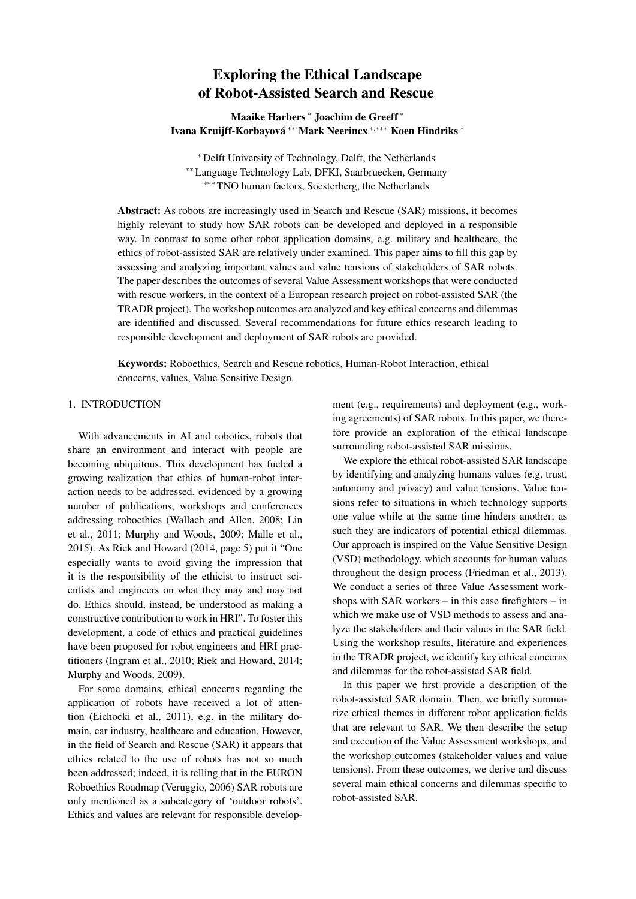# Exploring the Ethical Landscape of Robot-Assisted Search and Rescue

**Maaike Harbers** [*] **Joachim de Greeff** [*]
**Ivana Kruijff-Korbayová** [**] **Mark Neerincx** [*,***] **Koen Hindriks** [*]

[*] Delft University of Technology, Delft, the Netherlands
[**] Language Technology Lab, DFKI, Saarbruecken, Germany
[***] TNO human factors, Soesterberg, the Netherlands

**Abstract:** As robots are increasingly used in Search and Rescue (SAR) missions, it becomes highly relevant to study how SAR robots can be developed and deployed in a responsible way. In contrast to some other robot application domains, e.g. military and healthcare, the ethics of robot-assisted SAR are relatively under examined. This paper aims to fill this gap by assessing and analyzing important values and value tensions of stakeholders of SAR robots. The paper describes the outcomes of several Value Assessment workshops that were conducted with rescue workers, in the context of a European research project on robot-assisted SAR (the TRADR project). The workshop outcomes are analyzed and key ethical concerns and dilemmas are identified and discussed. Several recommendations for future ethics research leading to responsible development and deployment of SAR robots are provided.

**Keywords:** Roboethics, Search and Rescue robotics, Human-Robot Interaction, ethical concerns, values, Value Sensitive Design.

## 1. INTRODUCTION

With advancements in AI and robotics, robots that share an environment and interact with people are becoming ubiquitous. This development has fueled a growing realization that ethics of human-robot interaction needs to be addressed, evidenced by a growing number of publications, workshops and conferences addressing roboethics (Wallach and Allen, 2008; Lin et al., 2011; Murphy and Woods, 2009; Malle et al., 2015). As Riek and Howard (2014, page 5) put it "One especially wants to avoid giving the impression that it is the responsibility of the ethicist to instruct scientists and engineers on what they may and may not do. Ethics should, instead, be understood as making a constructive contribution to work in HRI". To foster this development, a code of ethics and practical guidelines have been proposed for robot engineers and HRI practitioners (Ingram et al., 2010; Riek and Howard, 2014; Murphy and Woods, 2009).

For some domains, ethical concerns regarding the application of robots have received a lot of attention (Łichocki et al., 2011), e.g. in the military domain, car industry, healthcare and education. However, in the field of Search and Rescue (SAR) it appears that ethics related to the use of robots has not so much been addressed; indeed, it is telling that in the EURON Roboethics Roadmap (Veruggio, 2006) SAR robots are only mentioned as a subcategory of 'outdoor robots'. Ethics and values are relevant for responsible development (e.g., requirements) and deployment (e.g., working agreements) of SAR robots. In this paper, we therefore provide an exploration of the ethical landscape surrounding robot-assisted SAR missions.

We explore the ethical robot-assisted SAR landscape by identifying and analyzing humans values (e.g. trust, autonomy and privacy) and value tensions. Value tensions refer to situations in which technology supports one value while at the same time hinders another; as such they are indicators of potential ethical dilemmas. Our approach is inspired on the Value Sensitive Design (VSD) methodology, which accounts for human values throughout the design process (Friedman et al., 2013). We conduct a series of three Value Assessment workshops with SAR workers – in this case firefighters – in which we make use of VSD methods to assess and analyze the stakeholders and their values in the SAR field. Using the workshop results, literature and experiences in the TRADR project, we identify key ethical concerns and dilemmas for the robot-assisted SAR field.

In this paper we first provide a description of the robot-assisted SAR domain. Then, we briefly summarize ethical themes in different robot application fields that are relevant to SAR. We then describe the setup and execution of the Value Assessment workshops, and the workshop outcomes (stakeholder values and value tensions). From these outcomes, we derive and discuss several main ethical concerns and dilemmas specific to robot-assisted SAR.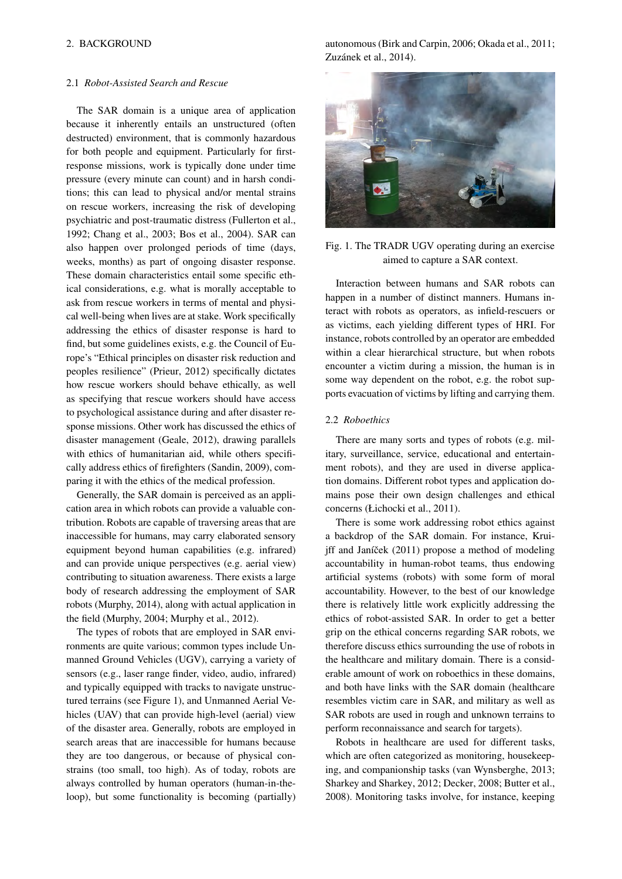## 2. BACKGROUND

### 2.1 *Robot-Assisted Search and Rescue*

The SAR domain is a unique area of application because it inherently entails an unstructured (often destructed) environment, that is commonly hazardous for both people and equipment. Particularly for first-response missions, work is typically done under time pressure (every minute can count) and in harsh conditions; this can lead to physical and/or mental strains on rescue workers, increasing the risk of developing psychiatric and post-traumatic distress (Fullerton et al., 1992; Chang et al., 2003; Bos et al., 2004). SAR can also happen over prolonged periods of time (days, weeks, months) as part of ongoing disaster response. These domain characteristics entail some specific ethical considerations, e.g. what is morally acceptable to ask from rescue workers in terms of mental and physical well-being when lives are at stake. Work specifically addressing the ethics of disaster response is hard to find, but some guidelines exists, e.g. the Council of Europe's "Ethical principles on disaster risk reduction and peoples resilience" (Prieur, 2012) specifically dictates how rescue workers should behave ethically, as well as specifying that rescue workers should have access to psychological assistance during and after disaster response missions. Other work has discussed the ethics of disaster management (Geale, 2012), drawing parallels with ethics of humanitarian aid, while others specifically address ethics of firefighters (Sandin, 2009), comparing it with the ethics of the medical profession.

Generally, the SAR domain is perceived as an application area in which robots can provide a valuable contribution. Robots are capable of traversing areas that are inaccessible for humans, may carry elaborated sensory equipment beyond human capabilities (e.g. infrared) and can provide unique perspectives (e.g. aerial view) contributing to situation awareness. There exists a large body of research addressing the employment of SAR robots (Murphy, 2014), along with actual application in the field (Murphy, 2004; Murphy et al., 2012).

The types of robots that are employed in SAR environments are quite various; common types include Unmanned Ground Vehicles (UGV), carrying a variety of sensors (e.g., laser range finder, video, audio, infrared) and typically equipped with tracks to navigate unstructured terrains (see Figure 1), and Unmanned Aerial Vehicles (UAV) that can provide high-level (aerial) view of the disaster area. Generally, robots are employed in search areas that are inaccessible for humans because they are too dangerous, or because of physical constrains (too small, too high). As of today, robots are always controlled by human operators (human-in-the-loop), but some functionality is becoming (partially) autonomous (Birk and Carpin, 2006; Okada et al., 2011; Zuzánek et al., 2014).

Fig. 1. The TRADR UGV operating during an exercise aimed to capture a SAR context.

Interaction between humans and SAR robots can happen in a number of distinct manners. Humans interact with robots as operators, as infield-rescuers or as victims, each yielding different types of HRI. For instance, robots controlled by an operator are embedded within a clear hierarchical structure, but when robots encounter a victim during a mission, the human is in some way dependent on the robot, e.g. the robot supports evacuation of victims by lifting and carrying them.

### 2.2 *Roboethics*

There are many sorts and types of robots (e.g. military, surveillance, service, educational and entertainment robots), and they are used in diverse application domains. Different robot types and application domains pose their own design challenges and ethical concerns (Łichocki et al., 2011).

There is some work addressing robot ethics against a backdrop of the SAR domain. For instance, Kruijff and Janíček (2011) propose a method of modeling accountability in human-robot teams, thus endowing artificial systems (robots) with some form of moral accountability. However, to the best of our knowledge there is relatively little work explicitly addressing the ethics of robot-assisted SAR. In order to get a better grip on the ethical concerns regarding SAR robots, we therefore discuss ethics surrounding the use of robots in the healthcare and military domain. There is a considerable amount of work on roboethics in these domains, and both have links with the SAR domain (healthcare resembles victim care in SAR, and military as well as SAR robots are used in rough and unknown terrains to perform reconnaissance and search for targets).

Robots in healthcare are used for different tasks, which are often categorized as monitoring, housekeeping, and companionship tasks (van Wynsberghe, 2013; Sharkey and Sharkey, 2012; Decker, 2008; Butter et al., 2008). Monitoring tasks involve, for instance, keeping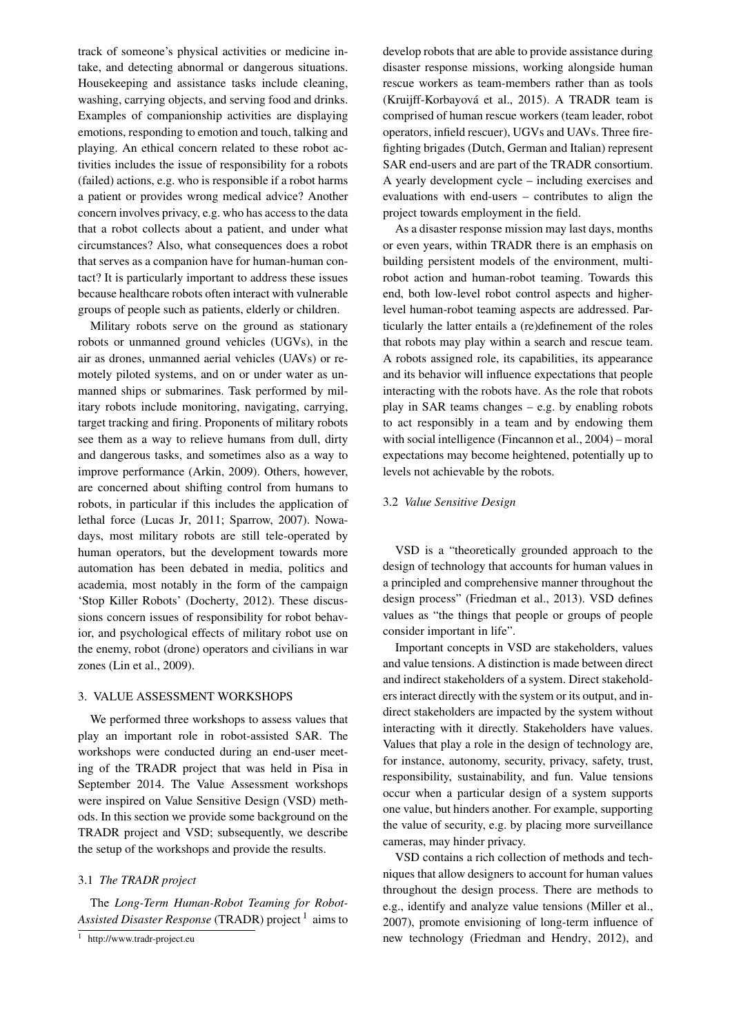track of someone's physical activities or medicine intake, and detecting abnormal or dangerous situations. Housekeeping and assistance tasks include cleaning, washing, carrying objects, and serving food and drinks. Examples of companionship activities are displaying emotions, responding to emotion and touch, talking and playing. An ethical concern related to these robot activities includes the issue of responsibility for a robots (failed) actions, e.g. who is responsible if a robot harms a patient or provides wrong medical advice? Another concern involves privacy, e.g. who has access to the data that a robot collects about a patient, and under what circumstances? Also, what consequences does a robot that serves as a companion have for human-human contact? It is particularly important to address these issues because healthcare robots often interact with vulnerable groups of people such as patients, elderly or children.

Military robots serve on the ground as stationary robots or unmanned ground vehicles (UGVs), in the air as drones, unmanned aerial vehicles (UAVs) or remotely piloted systems, and on or under water as unmanned ships or submarines. Task performed by military robots include monitoring, navigating, carrying, target tracking and firing. Proponents of military robots see them as a way to relieve humans from dull, dirty and dangerous tasks, and sometimes also as a way to improve performance (Arkin, 2009). Others, however, are concerned about shifting control from humans to robots, in particular if this includes the application of lethal force (Lucas Jr, 2011; Sparrow, 2007). Nowadays, most military robots are still tele-operated by human operators, but the development towards more automation has been debated in media, politics and academia, most notably in the form of the campaign 'Stop Killer Robots' (Docherty, 2012). These discussions concern issues of responsibility for robot behavior, and psychological effects of military robot use on the enemy, robot (drone) operators and civilians in war zones (Lin et al., 2009).

## 3. VALUE ASSESSMENT WORKSHOPS

We performed three workshops to assess values that play an important role in robot-assisted SAR. The workshops were conducted during an end-user meeting of the TRADR project that was held in Pisa in September 2014. The Value Assessment workshops were inspired on Value Sensitive Design (VSD) methods. In this section we provide some background on the TRADR project and VSD; subsequently, we describe the setup of the workshops and provide the results.

### 3.1 *The TRADR project*

The *Long-Term Human-Robot Teaming for Robot-Assisted Disaster Response* (TRADR) project [1] aims to develop robots that are able to provide assistance during disaster response missions, working alongside human rescue workers as team-members rather than as tools (Kruijff-Korbayová et al., 2015). A TRADR team is comprised of human rescue workers (team leader, robot operators, infield rescuer), UGVs and UAVs. Three firefighting brigades (Dutch, German and Italian) represent SAR end-users and are part of the TRADR consortium. A yearly development cycle – including exercises and evaluations with end-users – contributes to align the project towards employment in the field.

As a disaster response mission may last days, months or even years, within TRADR there is an emphasis on building persistent models of the environment, multi-robot action and human-robot teaming. Towards this end, both low-level robot control aspects and higher-level human-robot teaming aspects are addressed. Particularly the latter entails a (re)definement of the roles that robots may play within a search and rescue team. A robots assigned role, its capabilities, its appearance and its behavior will influence expectations that people interacting with the robots have. As the role that robots play in SAR teams changes – e.g. by enabling robots to act responsibly in a team and by endowing them with social intelligence (Fincannon et al., 2004) – moral expectations may become heightened, potentially up to levels not achievable by the robots.

### 3.2 *Value Sensitive Design*

VSD is a "theoretically grounded approach to the design of technology that accounts for human values in a principled and comprehensive manner throughout the design process" (Friedman et al., 2013). VSD defines values as "the things that people or groups of people consider important in life".

Important concepts in VSD are stakeholders, values and value tensions. A distinction is made between direct and indirect stakeholders of a system. Direct stakeholders interact directly with the system or its output, and indirect stakeholders are impacted by the system without interacting with it directly. Stakeholders have values. Values that play a role in the design of technology are, for instance, autonomy, security, privacy, safety, trust, responsibility, sustainability, and fun. Value tensions occur when a particular design of a system supports one value, but hinders another. For example, supporting the value of security, e.g. by placing more surveillance cameras, may hinder privacy.

VSD contains a rich collection of methods and techniques that allow designers to account for human values throughout the design process. There are methods to e.g., identify and analyze value tensions (Miller et al., 2007), promote envisioning of long-term influence of new technology (Friedman and Hendry, 2012), and

[1] http://www.tradr-project.eu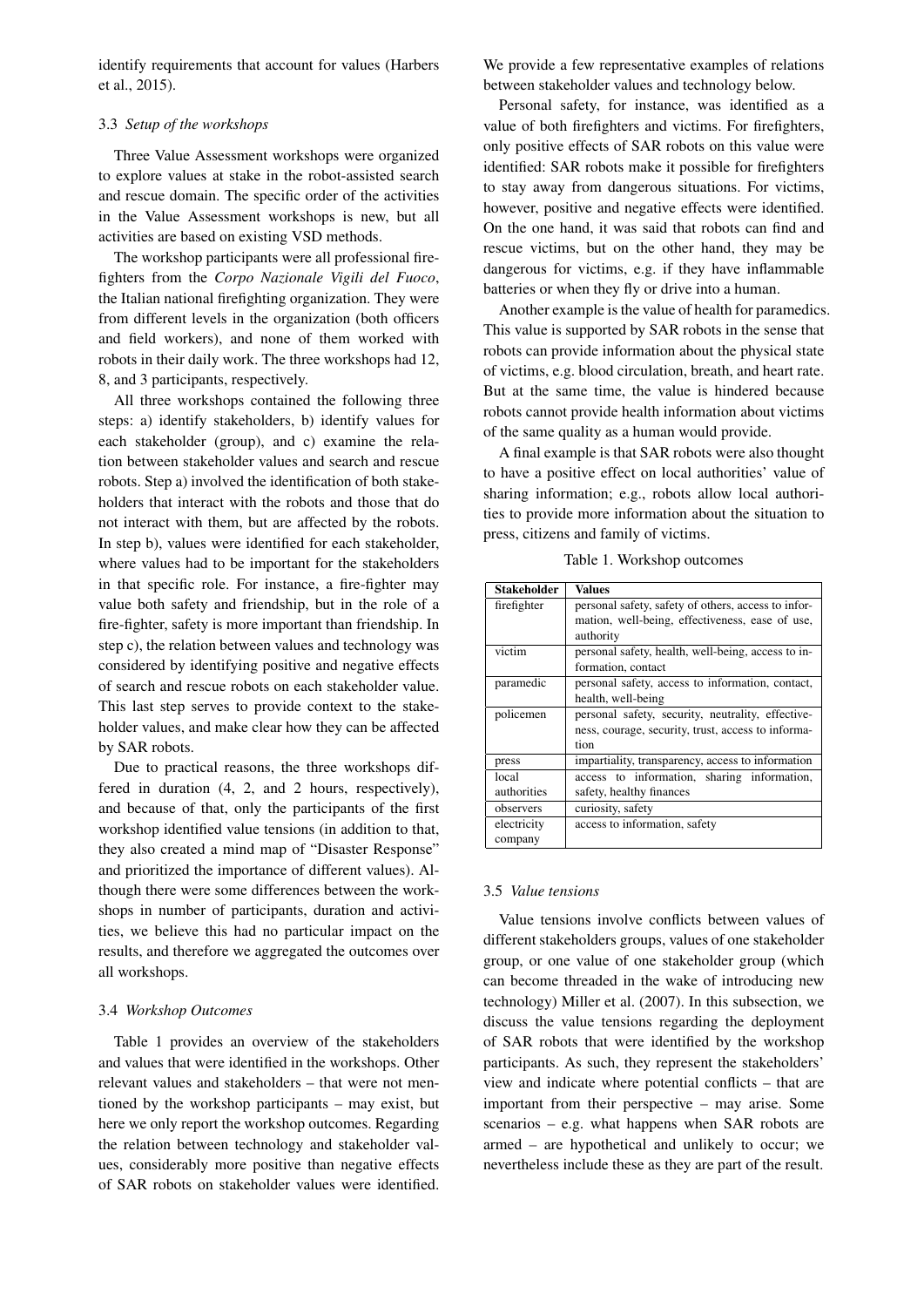identify requirements that account for values (Harbers et al., 2015).

### 3.3 *Setup of the workshops*

Three Value Assessment workshops were organized to explore values at stake in the robot-assisted search and rescue domain. The specific order of the activities in the Value Assessment workshops is new, but all activities are based on existing VSD methods.

The workshop participants were all professional firefighters from the *Corpo Nazionale Vigili del Fuoco*, the Italian national firefighting organization. They were from different levels in the organization (both officers and field workers), and none of them worked with robots in their daily work. The three workshops had 12, 8, and 3 participants, respectively.

All three workshops contained the following three steps: a) identify stakeholders, b) identify values for each stakeholder (group), and c) examine the relation between stakeholder values and search and rescue robots. Step a) involved the identification of both stakeholders that interact with the robots and those that do not interact with them, but are affected by the robots. In step b), values were identified for each stakeholder, where values had to be important for the stakeholders in that specific role. For instance, a fire-fighter may value both safety and friendship, but in the role of a fire-fighter, safety is more important than friendship. In step c), the relation between values and technology was considered by identifying positive and negative effects of search and rescue robots on each stakeholder value. This last step serves to provide context to the stakeholder values, and make clear how they can be affected by SAR robots.

Due to practical reasons, the three workshops differed in duration (4, 2, and 2 hours, respectively), and because of that, only the participants of the first workshop identified value tensions (in addition to that, they also created a mind map of "Disaster Response" and prioritized the importance of different values). Although there were some differences between the workshops in number of participants, duration and activities, we believe this had no particular impact on the results, and therefore we aggregated the outcomes over all workshops.

### 3.4 *Workshop Outcomes*

Table 1 provides an overview of the stakeholders and values that were identified in the workshops. Other relevant values and stakeholders – that were not mentioned by the workshop participants – may exist, but here we only report the workshop outcomes. Regarding the relation between technology and stakeholder values, considerably more positive than negative effects of SAR robots on stakeholder values were identified. We provide a few representative examples of relations between stakeholder values and technology below.

Personal safety, for instance, was identified as a value of both firefighters and victims. For firefighters, only positive effects of SAR robots on this value were identified: SAR robots make it possible for firefighters to stay away from dangerous situations. For victims, however, positive and negative effects were identified. On the one hand, it was said that robots can find and rescue victims, but on the other hand, they may be dangerous for victims, e.g. if they have inflammable batteries or when they fly or drive into a human.

Another example is the value of health for paramedics. This value is supported by SAR robots in the sense that robots can provide information about the physical state of victims, e.g. blood circulation, breath, and heart rate. But at the same time, the value is hindered because robots cannot provide health information about victims of the same quality as a human would provide.

A final example is that SAR robots were also thought to have a positive effect on local authorities' value of sharing information; e.g., robots allow local authorities to provide more information about the situation to press, citizens and family of victims.

Table 1. Workshop outcomes

| **Stakeholder** | **Values** |
|---|---|
| firefighter | personal safety, safety of others, access to information, well-being, effectiveness, ease of use, authority |
| victim | personal safety, health, well-being, access to information, contact |
| paramedic | personal safety, access to information, contact, health, well-being |
| policemen | personal safety, security, neutrality, effectiveness, courage, security, trust, access to information |
| press | impartiality, transparency, access to information |
| local authorities | access to information, sharing information, safety, healthy finances |
| observers | curiosity, safety |
| electricity company | access to information, safety |

### 3.5 *Value tensions*

Value tensions involve conflicts between values of different stakeholders groups, values of one stakeholder group, or one value of one stakeholder group (which can become threaded in the wake of introducing new technology) Miller et al. (2007). In this subsection, we discuss the value tensions regarding the deployment of SAR robots that were identified by the workshop participants. As such, they represent the stakeholders' view and indicate where potential conflicts – that are important from their perspective – may arise. Some scenarios – e.g. what happens when SAR robots are armed – are hypothetical and unlikely to occur; we nevertheless include these as they are part of the result.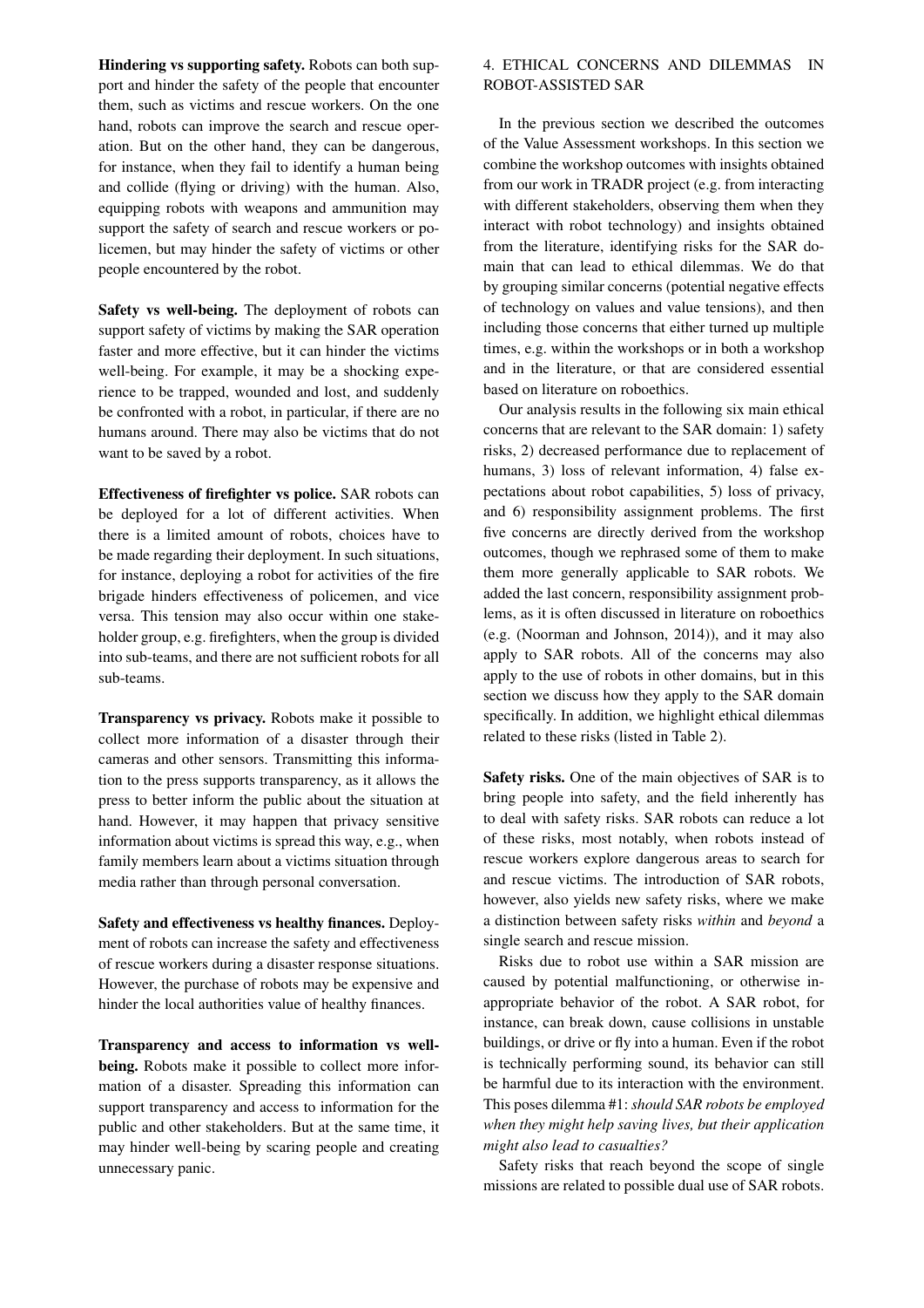**Hindering vs supporting safety.** Robots can both support and hinder the safety of the people that encounter them, such as victims and rescue workers. On the one hand, robots can improve the search and rescue operation. But on the other hand, they can be dangerous, for instance, when they fail to identify a human being and collide (flying or driving) with the human. Also, equipping robots with weapons and ammunition may support the safety of search and rescue workers or policemen, but may hinder the safety of victims or other people encountered by the robot.

**Safety vs well-being.** The deployment of robots can support safety of victims by making the SAR operation faster and more effective, but it can hinder the victims well-being. For example, it may be a shocking experience to be trapped, wounded and lost, and suddenly be confronted with a robot, in particular, if there are no humans around. There may also be victims that do not want to be saved by a robot.

**Effectiveness of firefighter vs police.** SAR robots can be deployed for a lot of different activities. When there is a limited amount of robots, choices have to be made regarding their deployment. In such situations, for instance, deploying a robot for activities of the fire brigade hinders effectiveness of policemen, and vice versa. This tension may also occur within one stakeholder group, e.g. firefighters, when the group is divided into sub-teams, and there are not sufficient robots for all sub-teams.

**Transparency vs privacy.** Robots make it possible to collect more information of a disaster through their cameras and other sensors. Transmitting this information to the press supports transparency, as it allows the press to better inform the public about the situation at hand. However, it may happen that privacy sensitive information about victims is spread this way, e.g., when family members learn about a victims situation through media rather than through personal conversation.

**Safety and effectiveness vs healthy finances.** Deployment of robots can increase the safety and effectiveness of rescue workers during a disaster response situations. However, the purchase of robots may be expensive and hinder the local authorities value of healthy finances.

**Transparency and access to information vs well-being.** Robots make it possible to collect more information of a disaster. Spreading this information can support transparency and access to information for the public and other stakeholders. But at the same time, it may hinder well-being by scaring people and creating unnecessary panic.

## 4. ETHICAL CONCERNS AND DILEMMAS IN ROBOT-ASSISTED SAR

In the previous section we described the outcomes of the Value Assessment workshops. In this section we combine the workshop outcomes with insights obtained from our work in TRADR project (e.g. from interacting with different stakeholders, observing them when they interact with robot technology) and insights obtained from the literature, identifying risks for the SAR domain that can lead to ethical dilemmas. We do that by grouping similar concerns (potential negative effects of technology on values and value tensions), and then including those concerns that either turned up multiple times, e.g. within the workshops or in both a workshop and in the literature, or that are considered essential based on literature on roboethics.

Our analysis results in the following six main ethical concerns that are relevant to the SAR domain: 1) safety risks, 2) decreased performance due to replacement of humans, 3) loss of relevant information, 4) false expectations about robot capabilities, 5) loss of privacy, and 6) responsibility assignment problems. The first five concerns are directly derived from the workshop outcomes, though we rephrased some of them to make them more generally applicable to SAR robots. We added the last concern, responsibility assignment problems, as it is often discussed in literature on roboethics (e.g. (Noorman and Johnson, 2014)), and it may also apply to SAR robots. All of the concerns may also apply to the use of robots in other domains, but in this section we discuss how they apply to the SAR domain specifically. In addition, we highlight ethical dilemmas related to these risks (listed in Table 2).

**Safety risks.** One of the main objectives of SAR is to bring people into safety, and the field inherently has to deal with safety risks. SAR robots can reduce a lot of these risks, most notably, when robots instead of rescue workers explore dangerous areas to search for and rescue victims. The introduction of SAR robots, however, also yields new safety risks, where we make a distinction between safety risks *within* and *beyond* a single search and rescue mission.

Risks due to robot use within a SAR mission are caused by potential malfunctioning, or otherwise inappropriate behavior of the robot. A SAR robot, for instance, can break down, cause collisions in unstable buildings, or drive or fly into a human. Even if the robot is technically performing sound, its behavior can still be harmful due to its interaction with the environment. This poses dilemma #1: *should SAR robots be employed when they might help saving lives, but their application might also lead to casualties?*

Safety risks that reach beyond the scope of single missions are related to possible dual use of SAR robots.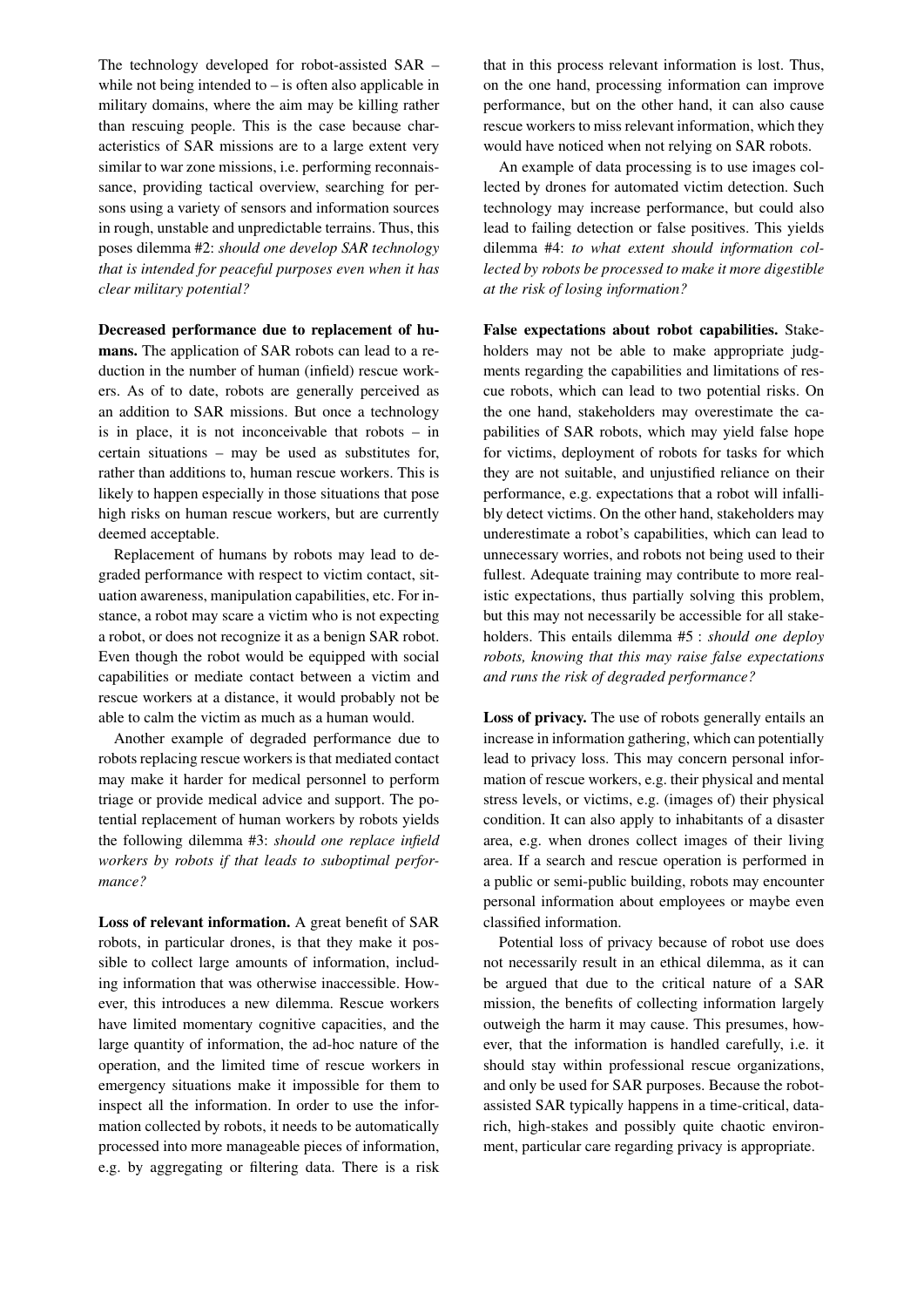The technology developed for robot-assisted SAR – while not being intended to – is often also applicable in military domains, where the aim may be killing rather than rescuing people. This is the case because characteristics of SAR missions are to a large extent very similar to war zone missions, i.e. performing reconnaissance, providing tactical overview, searching for persons using a variety of sensors and information sources in rough, unstable and unpredictable terrains. Thus, this poses dilemma #2: *should one develop SAR technology that is intended for peaceful purposes even when it has clear military potential?*

**Decreased performance due to replacement of humans.** The application of SAR robots can lead to a reduction in the number of human (infield) rescue workers. As of to date, robots are generally perceived as an addition to SAR missions. But once a technology is in place, it is not inconceivable that robots – in certain situations – may be used as substitutes for, rather than additions to, human rescue workers. This is likely to happen especially in those situations that pose high risks on human rescue workers, but are currently deemed acceptable.

Replacement of humans by robots may lead to degraded performance with respect to victim contact, situation awareness, manipulation capabilities, etc. For instance, a robot may scare a victim who is not expecting a robot, or does not recognize it as a benign SAR robot. Even though the robot would be equipped with social capabilities or mediate contact between a victim and rescue workers at a distance, it would probably not be able to calm the victim as much as a human would.

Another example of degraded performance due to robots replacing rescue workers is that mediated contact may make it harder for medical personnel to perform triage or provide medical advice and support. The potential replacement of human workers by robots yields the following dilemma #3: *should one replace infield workers by robots if that leads to suboptimal performance?*

**Loss of relevant information.** A great benefit of SAR robots, in particular drones, is that they make it possible to collect large amounts of information, including information that was otherwise inaccessible. However, this introduces a new dilemma. Rescue workers have limited momentary cognitive capacities, and the large quantity of information, the ad-hoc nature of the operation, and the limited time of rescue workers in emergency situations make it impossible for them to inspect all the information. In order to use the information collected by robots, it needs to be automatically processed into more manageable pieces of information, e.g. by aggregating or filtering data. There is a risk that in this process relevant information is lost. Thus, on the one hand, processing information can improve performance, but on the other hand, it can also cause rescue workers to miss relevant information, which they would have noticed when not relying on SAR robots.

An example of data processing is to use images collected by drones for automated victim detection. Such technology may increase performance, but could also lead to failing detection or false positives. This yields dilemma #4: *to what extent should information collected by robots be processed to make it more digestible at the risk of losing information?*

**False expectations about robot capabilities.** Stakeholders may not be able to make appropriate judgments regarding the capabilities and limitations of rescue robots, which can lead to two potential risks. On the one hand, stakeholders may overestimate the capabilities of SAR robots, which may yield false hope for victims, deployment of robots for tasks for which they are not suitable, and unjustified reliance on their performance, e.g. expectations that a robot will infallibly detect victims. On the other hand, stakeholders may underestimate a robot's capabilities, which can lead to unnecessary worries, and robots not being used to their fullest. Adequate training may contribute to more realistic expectations, thus partially solving this problem, but this may not necessarily be accessible for all stakeholders. This entails dilemma #5 : *should one deploy robots, knowing that this may raise false expectations and runs the risk of degraded performance?*

**Loss of privacy.** The use of robots generally entails an increase in information gathering, which can potentially lead to privacy loss. This may concern personal information of rescue workers, e.g. their physical and mental stress levels, or victims, e.g. (images of) their physical condition. It can also apply to inhabitants of a disaster area, e.g. when drones collect images of their living area. If a search and rescue operation is performed in a public or semi-public building, robots may encounter personal information about employees or maybe even classified information.

Potential loss of privacy because of robot use does not necessarily result in an ethical dilemma, as it can be argued that due to the critical nature of a SAR mission, the benefits of collecting information largely outweigh the harm it may cause. This presumes, however, that the information is handled carefully, i.e. it should stay within professional rescue organizations, and only be used for SAR purposes. Because the robot-assisted SAR typically happens in a time-critical, data-rich, high-stakes and possibly quite chaotic environment, particular care regarding privacy is appropriate.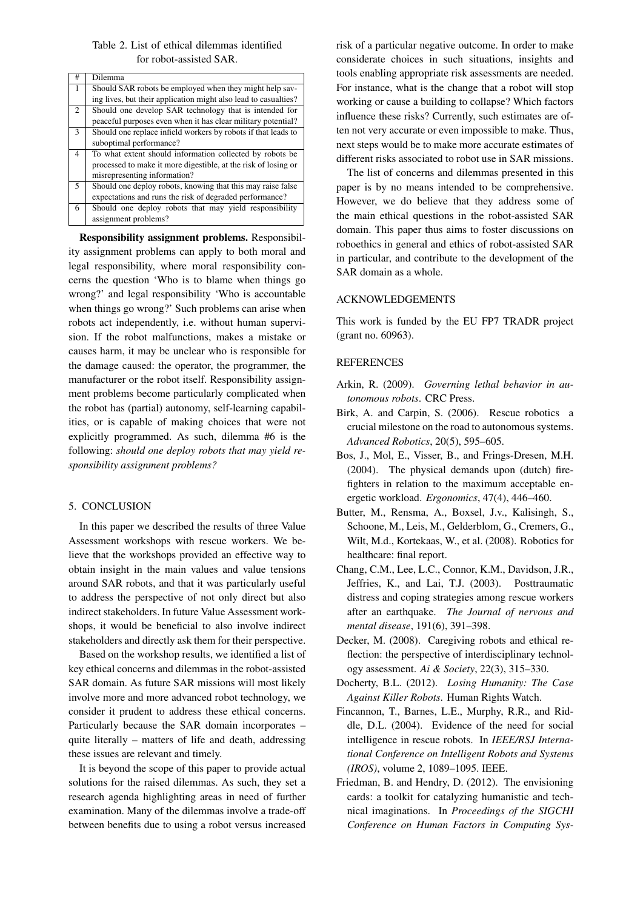Table 2. List of ethical dilemmas identified for robot-assisted SAR.

| # | Dilemma |
|---|---|
| 1 | Should SAR robots be employed when they might help saving lives, but their application might also lead to casualties? |
| 2 | Should one develop SAR technology that is intended for peaceful purposes even when it has clear military potential? |
| 3 | Should one replace infield workers by robots if that leads to suboptimal performance? |
| 4 | To what extent should information collected by robots be processed to make it more digestible, at the risk of losing or misrepresenting information? |
| 5 | Should one deploy robots, knowing that this may raise false expectations and runs the risk of degraded performance? |
| 6 | Should one deploy robots that may yield responsibility assignment problems? |

**Responsibility assignment problems.** Responsibility assignment problems can apply to both moral and legal responsibility, where moral responsibility concerns the question 'Who is to blame when things go wrong?' and legal responsibility 'Who is accountable when things go wrong?' Such problems can arise when robots act independently, i.e. without human supervision. If the robot malfunctions, makes a mistake or causes harm, it may be unclear who is responsible for the damage caused: the operator, the programmer, the manufacturer or the robot itself. Responsibility assignment problems become particularly complicated when the robot has (partial) autonomy, self-learning capabilities, or is capable of making choices that were not explicitly programmed. As such, dilemma #6 is the following: *should one deploy robots that may yield responsibility assignment problems?*

## 5. CONCLUSION

In this paper we described the results of three Value Assessment workshops with rescue workers. We believe that the workshops provided an effective way to obtain insight in the main values and value tensions around SAR robots, and that it was particularly useful to address the perspective of not only direct but also indirect stakeholders. In future Value Assessment workshops, it would be beneficial to also involve indirect stakeholders and directly ask them for their perspective.

Based on the workshop results, we identified a list of key ethical concerns and dilemmas in the robot-assisted SAR domain. As future SAR missions will most likely involve more and more advanced robot technology, we consider it prudent to address these ethical concerns. Particularly because the SAR domain incorporates – quite literally – matters of life and death, addressing these issues are relevant and timely.

It is beyond the scope of this paper to provide actual solutions for the raised dilemmas. As such, they set a research agenda highlighting areas in need of further examination. Many of the dilemmas involve a trade-off between benefits due to using a robot versus increased risk of a particular negative outcome. In order to make considerate choices in such situations, insights and tools enabling appropriate risk assessments are needed. For instance, what is the change that a robot will stop working or cause a building to collapse? Which factors influence these risks? Currently, such estimates are often not very accurate or even impossible to make. Thus, next steps would be to make more accurate estimates of different risks associated to robot use in SAR missions.

The list of concerns and dilemmas presented in this paper is by no means intended to be comprehensive. However, we do believe that they address some of the main ethical questions in the robot-assisted SAR domain. This paper thus aims to foster discussions on roboethics in general and ethics of robot-assisted SAR in particular, and contribute to the development of the SAR domain as a whole.

## ACKNOWLEDGEMENTS

This work is funded by the EU FP7 TRADR project (grant no. 60963).

## REFERENCES

Arkin, R. (2009). *Governing lethal behavior in autonomous robots*. CRC Press.

Birk, A. and Carpin, S. (2006). Rescue robotics a crucial milestone on the road to autonomous systems. *Advanced Robotics*, 20(5), 595–605.

Bos, J., Mol, E., Visser, B., and Frings-Dresen, M.H. (2004). The physical demands upon (dutch) firefighters in relation to the maximum acceptable energetic workload. *Ergonomics*, 47(4), 446–460.

Butter, M., Rensma, A., Boxsel, J.v., Kalisingh, S., Schoone, M., Leis, M., Gelderblom, G., Cremers, G., Wilt, M.d., Kortekaas, W., et al. (2008). Robotics for healthcare: final report.

Chang, C.M., Lee, L.C., Connor, K.M., Davidson, J.R., Jeffries, K., and Lai, T.J. (2003). Posttraumatic distress and coping strategies among rescue workers after an earthquake. *The Journal of nervous and mental disease*, 191(6), 391–398.

Decker, M. (2008). Caregiving robots and ethical reflection: the perspective of interdisciplinary technology assessment. *Ai & Society*, 22(3), 315–330.

Docherty, B.L. (2012). *Losing Humanity: The Case Against Killer Robots*. Human Rights Watch.

Fincannon, T., Barnes, L.E., Murphy, R.R., and Riddle, D.L. (2004). Evidence of the need for social intelligence in rescue robots. In *IEEE/RSJ International Conference on Intelligent Robots and Systems (IROS)*, volume 2, 1089–1095. IEEE.

Friedman, B. and Hendry, D. (2012). The envisioning cards: a toolkit for catalyzing humanistic and technical imaginations. In *Proceedings of the SIGCHI Conference on Human Factors in Computing Sys-*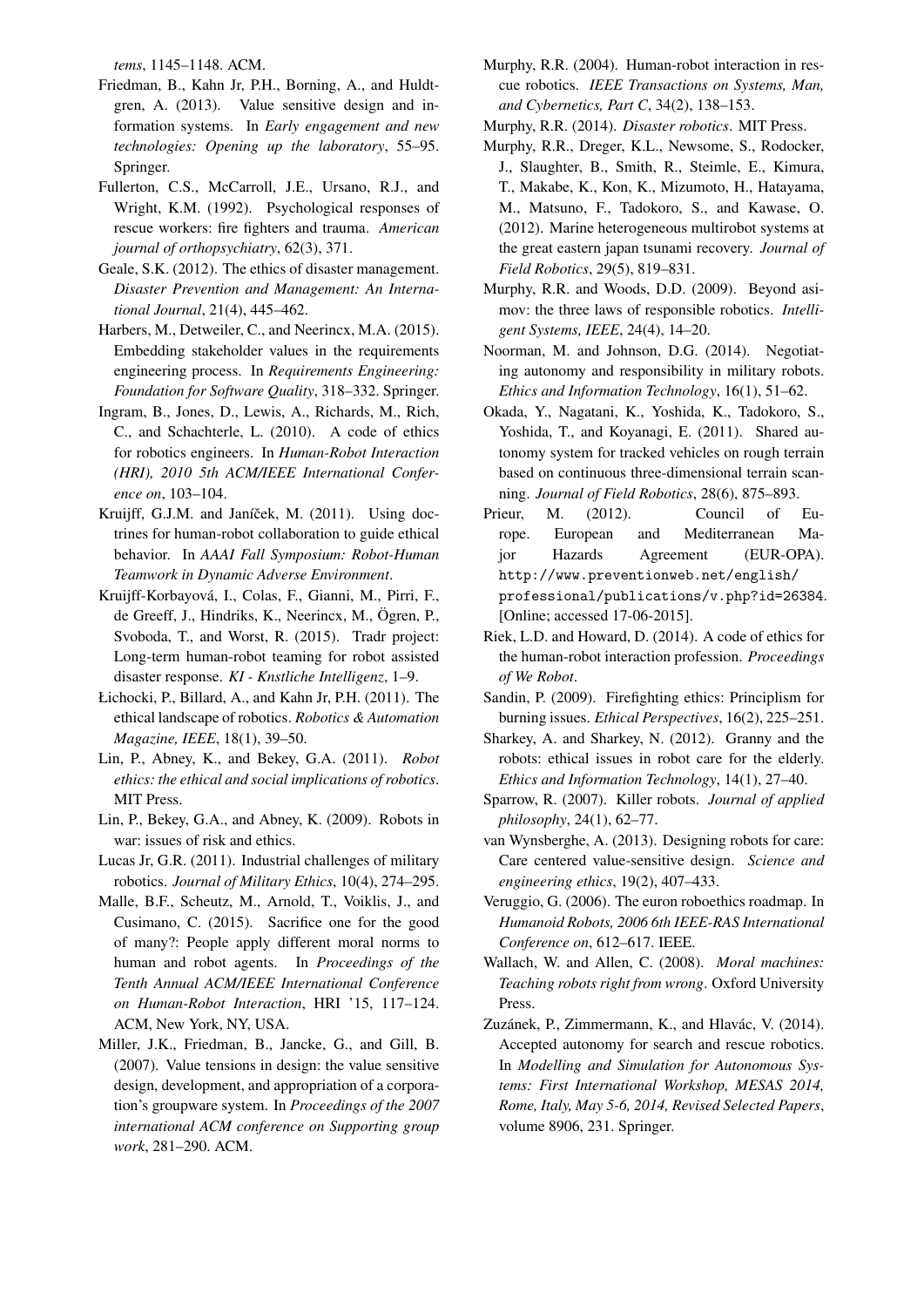*tems*, 1145–1148. ACM.

Friedman, B., Kahn Jr, P.H., Borning, A., and Huldtgren, A. (2013). Value sensitive design and information systems. In *Early engagement and new technologies: Opening up the laboratory*, 55–95. Springer.

Fullerton, C.S., McCarroll, J.E., Ursano, R.J., and Wright, K.M. (1992). Psychological responses of rescue workers: fire fighters and trauma. *American journal of orthopsychiatry*, 62(3), 371.

Geale, S.K. (2012). The ethics of disaster management. *Disaster Prevention and Management: An International Journal*, 21(4), 445–462.

Harbers, M., Detweiler, C., and Neerincx, M.A. (2015). Embedding stakeholder values in the requirements engineering process. In *Requirements Engineering: Foundation for Software Quality*, 318–332. Springer.

Ingram, B., Jones, D., Lewis, A., Richards, M., Rich, C., and Schachterle, L. (2010). A code of ethics for robotics engineers. In *Human-Robot Interaction (HRI), 2010 5th ACM/IEEE International Conference on*, 103–104.

Kruijff, G.J.M. and Janíček, M. (2011). Using doctrines for human-robot collaboration to guide ethical behavior. In *AAAI Fall Symposium: Robot-Human Teamwork in Dynamic Adverse Environment*.

Kruijff-Korbayová, I., Colas, F., Gianni, M., Pirri, F., de Greeff, J., Hindriks, K., Neerincx, M., Ögren, P., Svoboda, T., and Worst, R. (2015). Tradr project: Long-term human-robot teaming for robot assisted disaster response. *KI - Knstliche Intelligenz*, 1–9.

Łichocki, P., Billard, A., and Kahn Jr, P.H. (2011). The ethical landscape of robotics. *Robotics & Automation Magazine, IEEE*, 18(1), 39–50.

Lin, P., Abney, K., and Bekey, G.A. (2011). *Robot ethics: the ethical and social implications of robotics*. MIT Press.

Lin, P., Bekey, G.A., and Abney, K. (2009). Robots in war: issues of risk and ethics.

Lucas Jr, G.R. (2011). Industrial challenges of military robotics. *Journal of Military Ethics*, 10(4), 274–295.

Malle, B.F., Scheutz, M., Arnold, T., Voiklis, J., and Cusimano, C. (2015). Sacrifice one for the good of many?: People apply different moral norms to human and robot agents. In *Proceedings of the Tenth Annual ACM/IEEE International Conference on Human-Robot Interaction*, HRI '15, 117–124. ACM, New York, NY, USA.

Miller, J.K., Friedman, B., Jancke, G., and Gill, B. (2007). Value tensions in design: the value sensitive design, development, and appropriation of a corporation's groupware system. In *Proceedings of the 2007 international ACM conference on Supporting group work*, 281–290. ACM.

Murphy, R.R. (2004). Human-robot interaction in rescue robotics. *IEEE Transactions on Systems, Man, and Cybernetics, Part C*, 34(2), 138–153.

Murphy, R.R. (2014). *Disaster robotics*. MIT Press.

Murphy, R.R., Dreger, K.L., Newsome, S., Rodocker, J., Slaughter, B., Smith, R., Steimle, E., Kimura, T., Makabe, K., Kon, K., Mizumoto, H., Hatayama, M., Matsuno, F., Tadokoro, S., and Kawase, O. (2012). Marine heterogeneous multirobot systems at the great eastern japan tsunami recovery. *Journal of Field Robotics*, 29(5), 819–831.

Murphy, R.R. and Woods, D.D. (2009). Beyond asimov: the three laws of responsible robotics. *Intelligent Systems, IEEE*, 24(4), 14–20.

Noorman, M. and Johnson, D.G. (2014). Negotiating autonomy and responsibility in military robots. *Ethics and Information Technology*, 16(1), 51–62.

Okada, Y., Nagatani, K., Yoshida, K., Tadokoro, S., Yoshida, T., and Koyanagi, E. (2011). Shared autonomy system for tracked vehicles on rough terrain based on continuous three-dimensional terrain scanning. *Journal of Field Robotics*, 28(6), 875–893.

Prieur, M. (2012). Council of Europe. European and Mediterranean Major Hazards Agreement (EUR-OPA). http://www.preventionweb.net/english/professional/publications/v.php?id=26384. [Online; accessed 17-06-2015].

Riek, L.D. and Howard, D. (2014). A code of ethics for the human-robot interaction profession. *Proceedings of We Robot*.

Sandin, P. (2009). Firefighting ethics: Principlism for burning issues. *Ethical Perspectives*, 16(2), 225–251.

Sharkey, A. and Sharkey, N. (2012). Granny and the robots: ethical issues in robot care for the elderly. *Ethics and Information Technology*, 14(1), 27–40.

Sparrow, R. (2007). Killer robots. *Journal of applied philosophy*, 24(1), 62–77.

van Wynsberghe, A. (2013). Designing robots for care: Care centered value-sensitive design. *Science and engineering ethics*, 19(2), 407–433.

Veruggio, G. (2006). The euron roboethics roadmap. In *Humanoid Robots, 2006 6th IEEE-RAS International Conference on*, 612–617. IEEE.

Wallach, W. and Allen, C. (2008). *Moral machines: Teaching robots right from wrong*. Oxford University Press.

Zuzánek, P., Zimmermann, K., and Hlavác, V. (2014). Accepted autonomy for search and rescue robotics. In *Modelling and Simulation for Autonomous Systems: First International Workshop, MESAS 2014, Rome, Italy, May 5-6, 2014, Revised Selected Papers*, volume 8906, 231. Springer.